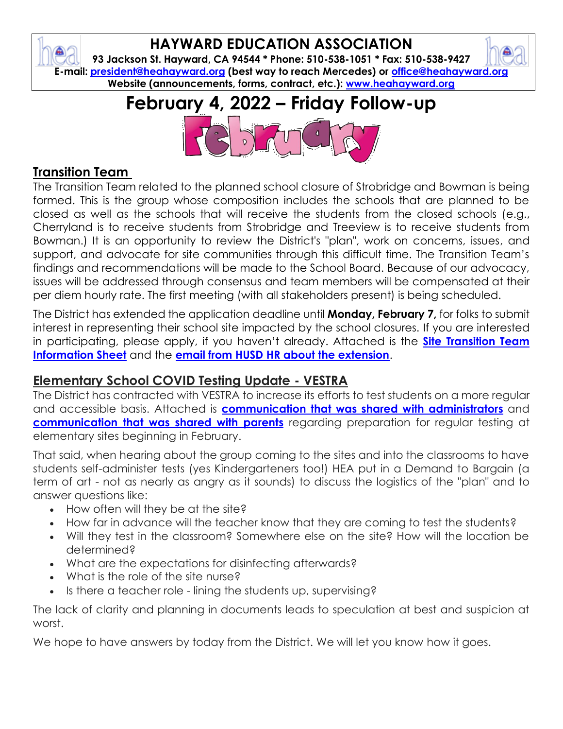# HAYWARD EDUCATION ASSOCIATION

**93 Jackson St. Hayward, CA 94544 * Phone: 510-538-1051 * Fax: 510-538-9427**

**E-mail: [president@heahayward.org](mailto:president@heahayward.org) (best way to reach Mercedes) or [office@heahayward.org](mailto:office@heahayward.org)**

**Website (announcements, forms, contract, etc.): [www.heahayward.org](http://www.heahayward.org)**

# February 4, 2022 – Friday Follow-up

## Transition Team

The Transition Team related to the planned school closure of Strobridge and Bowman is being formed. This is the group whose composition includes the schools that are planned to be closed as well as the schools that will receive the students from the closed schools (e.g., Cherryland is to receive students from Strobridge and Treeview is to receive students from Bowman.) It is an opportunity to review the District's "plan", work on concerns, issues, and support, and advocate for site communities through this difficult time. The Transition Team's findings and recommendations will be made to the School Board. Because of our advocacy, issues will be addressed through consensus and team members will be compensated at their per diem hourly rate. The first meeting (with all stakeholders present) is being scheduled.

The District has extended the application deadline until **Monday, February 7,** for folks to submit interest in representing their school site impacted by the school closures. If you are interested in participating, please apply, if you haven't already. Attached is the **Site Transition Team Information Sheet** and the **email from HUSD HR about the extension**.

## Elementary School COVID Testing Update - VESTRA

The District has contracted with VESTRA to increase its efforts to test students on a more regular and accessible basis. Attached is **communication that was shared with administrators** and **communication that was shared with parents** regarding preparation for regular testing at elementary sites beginning in February.

That said, when hearing about the group coming to the sites and into the classrooms to have students self-administer tests (yes Kindergarteners too!) HEA put in a Demand to Bargain (a term of art - not as nearly as angry as it sounds) to discuss the logistics of the "plan" and to answer questions like:

- How often will they be at the site?
- How far in advance will the teacher know that they are coming to test the students?
- Will they test in the classroom? Somewhere else on the site? How will the location be determined?
- What are the expectations for disinfecting afterwards?
- What is the role of the site nurse?
- Is there a teacher role - lining the students up, supervising?

The lack of clarity and planning in documents leads to speculation at best and suspicion at worst.

We hope to have answers by today from the District. We will let you know how it goes.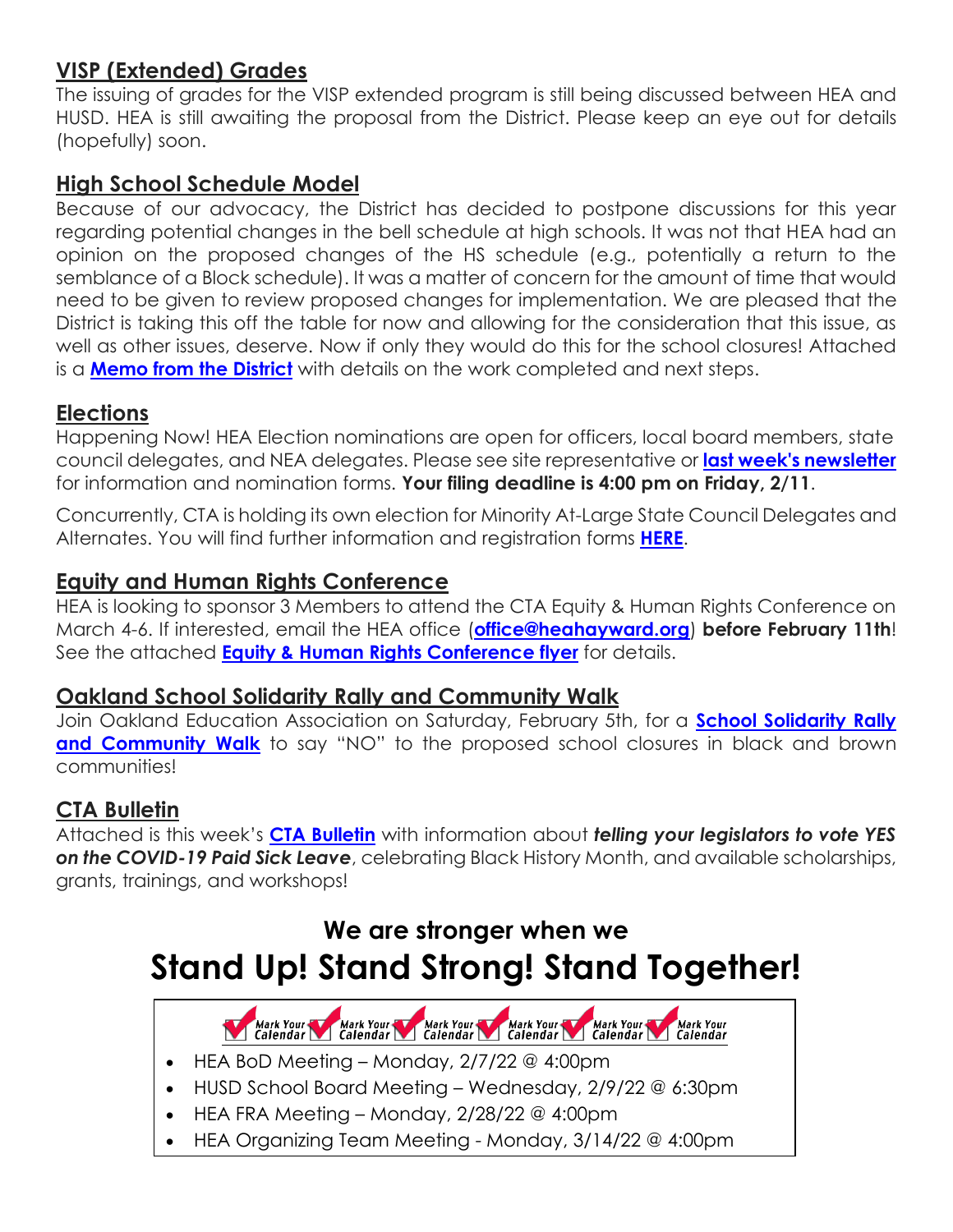## VISP (Extended) Grades

The issuing of grades for the VISP extended program is still being discussed between HEA and HUSD. HEA is still awaiting the proposal from the District. Please keep an eye out for details (hopefully) soon.

## High School Schedule Model

Because of our advocacy, the District has decided to postpone discussions for this year regarding potential changes in the bell schedule at high schools. It was not that HEA had an opinion on the proposed changes of the HS schedule (e.g., potentially a return to the semblance of a Block schedule). It was a matter of concern for the amount of time that would need to be given to review proposed changes for implementation. We are pleased that the District is taking this off the table for now and allowing for the consideration that this issue, as well as other issues, deserve. Now if only they would do this for the school closures! Attached is a **Memo from the District** with details on the work completed and next steps.

## Elections

Happening Now! HEA Election nominations are open for officers, local board members, state council delegates, and NEA delegates. Please see site representative or **last week's newsletter** for information and nomination forms. **Your filing deadline is 4:00 pm on Friday, 2/11**.

Concurrently, CTA is holding its own election for Minority At-Large State Council Delegates and Alternates. You will find further information and registration forms **HERE**.

## Equity and Human Rights Conference

HEA is looking to sponsor 3 Members to attend the CTA Equity & Human Rights Conference on March 4-6. If interested, email the HEA office (**office@heahayward.org**) **before February 11th**! See the attached **Equity & Human Rights Conference flyer** for details.

## Oakland School Solidarity Rally and Community Walk

Join Oakland Education Association on Saturday, February 5th, for a **School Solidarity Rally and Community Walk** to say "NO" to the proposed school closures in black and brown communities!

## CTA Bulletin

Attached is this week's **CTA Bulletin** with information about ***telling your legislators to vote YES on the COVID-19 Paid Sick Leave***, celebrating Black History Month, and available scholarships, grants, trainings, and workshops!

**We are stronger when we**

# Stand Up! Stand Strong! Stand Together!

Mark Your Calendar Mark Your Calendar Mark Your Calendar Mark Your Calendar Mark Your Calendar Mark Your Calendar

- HEA BoD Meeting – Monday, 2/7/22 @ 4:00pm
- HUSD School Board Meeting – Wednesday, 2/9/22 @ 6:30pm
- HEA FRA Meeting – Monday, 2/28/22 @ 4:00pm
- HEA Organizing Team Meeting - Monday, 3/14/22 @ 4:00pm